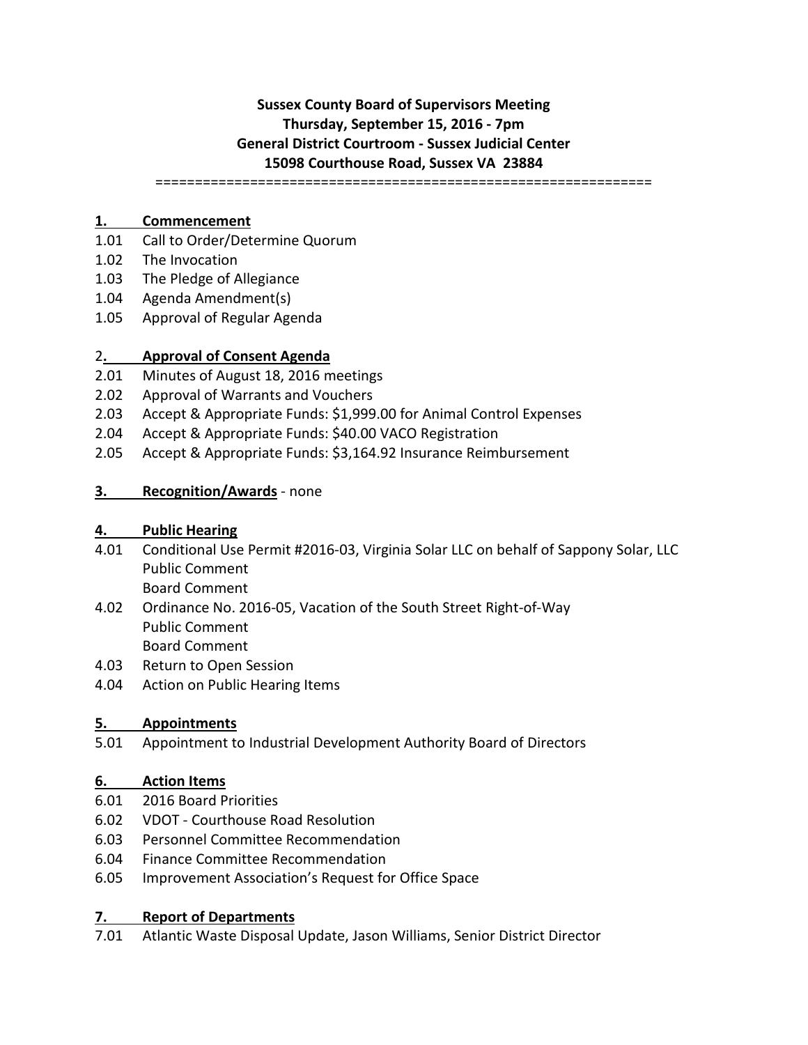**Sussex County Board of Supervisors Meeting**
**Thursday, September 15, 2016 - 7pm**
**General District Courtroom - Sussex Judicial Center**
**15098 Courthouse Road, Sussex VA 23884**

==============================================================

## 1. Commencement

1.01 Call to Order/Determine Quorum
1.02 The Invocation
1.03 The Pledge of Allegiance
1.04 Agenda Amendment(s)
1.05 Approval of Regular Agenda

## 2. Approval of Consent Agenda

2.01 Minutes of August 18, 2016 meetings
2.02 Approval of Warrants and Vouchers
2.03 Accept & Appropriate Funds: $1,999.00 for Animal Control Expenses
2.04 Accept & Appropriate Funds: $40.00 VACO Registration
2.05 Accept & Appropriate Funds: $3,164.92 Insurance Reimbursement

## 3. Recognition/Awards - none

## 4. Public Hearing

4.01 Conditional Use Permit #2016-03, Virginia Solar LLC on behalf of Sappony Solar, LLC
Public Comment
Board Comment
4.02 Ordinance No. 2016-05, Vacation of the South Street Right-of-Way
Public Comment
Board Comment
4.03 Return to Open Session
4.04 Action on Public Hearing Items

## 5. Appointments

5.01 Appointment to Industrial Development Authority Board of Directors

## 6. Action Items

6.01 2016 Board Priorities
6.02 VDOT - Courthouse Road Resolution
6.03 Personnel Committee Recommendation
6.04 Finance Committee Recommendation
6.05 Improvement Association's Request for Office Space

## 7. Report of Departments

7.01 Atlantic Waste Disposal Update, Jason Williams, Senior District Director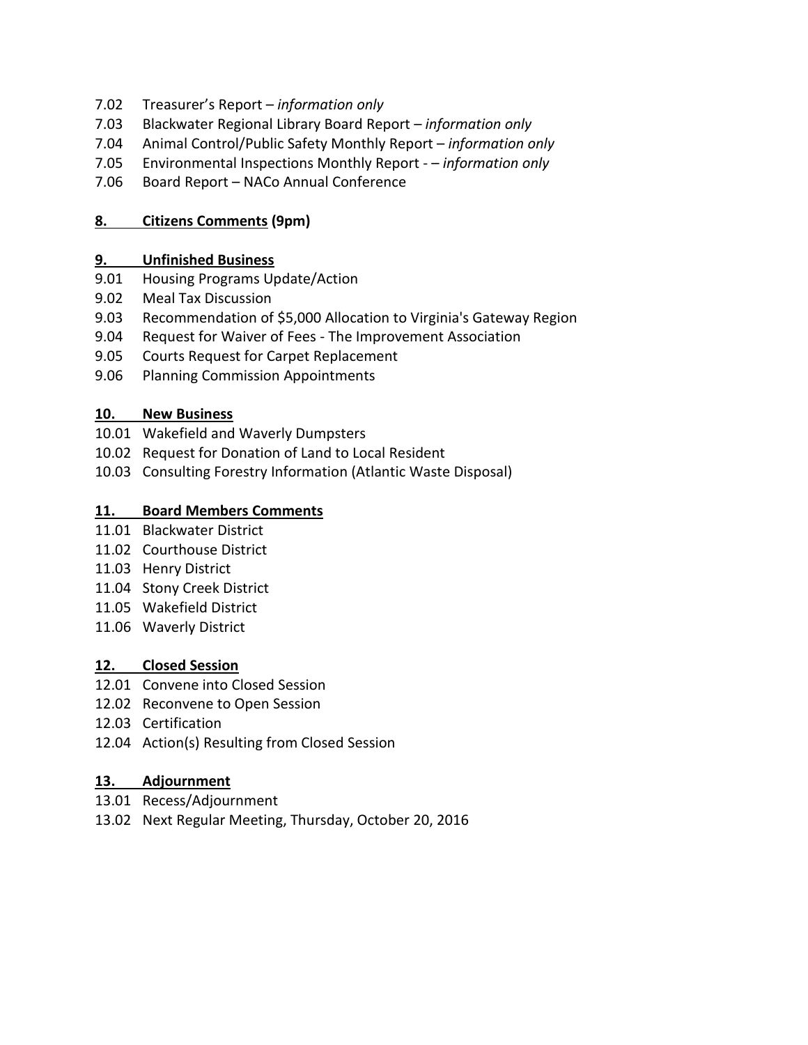7.02 Treasurer's Report – *information only*

7.03 Blackwater Regional Library Board Report – *information only*

7.04 Animal Control/Public Safety Monthly Report – *information only*

7.05 Environmental Inspections Monthly Report - – *information only*

7.06 Board Report – NACo Annual Conference

**8. Citizens Comments (9pm)**

**9. Unfinished Business**

9.01 Housing Programs Update/Action

9.02 Meal Tax Discussion

9.03 Recommendation of $5,000 Allocation to Virginia's Gateway Region

9.04 Request for Waiver of Fees - The Improvement Association

9.05 Courts Request for Carpet Replacement

9.06 Planning Commission Appointments

**10. New Business**

10.01 Wakefield and Waverly Dumpsters

10.02 Request for Donation of Land to Local Resident

10.03 Consulting Forestry Information (Atlantic Waste Disposal)

**11. Board Members Comments**

11.01 Blackwater District

11.02 Courthouse District

11.03 Henry District

11.04 Stony Creek District

11.05 Wakefield District

11.06 Waverly District

**12. Closed Session**

12.01 Convene into Closed Session

12.02 Reconvene to Open Session

12.03 Certification

12.04 Action(s) Resulting from Closed Session

**13. Adjournment**

13.01 Recess/Adjournment

13.02 Next Regular Meeting, Thursday, October 20, 2016